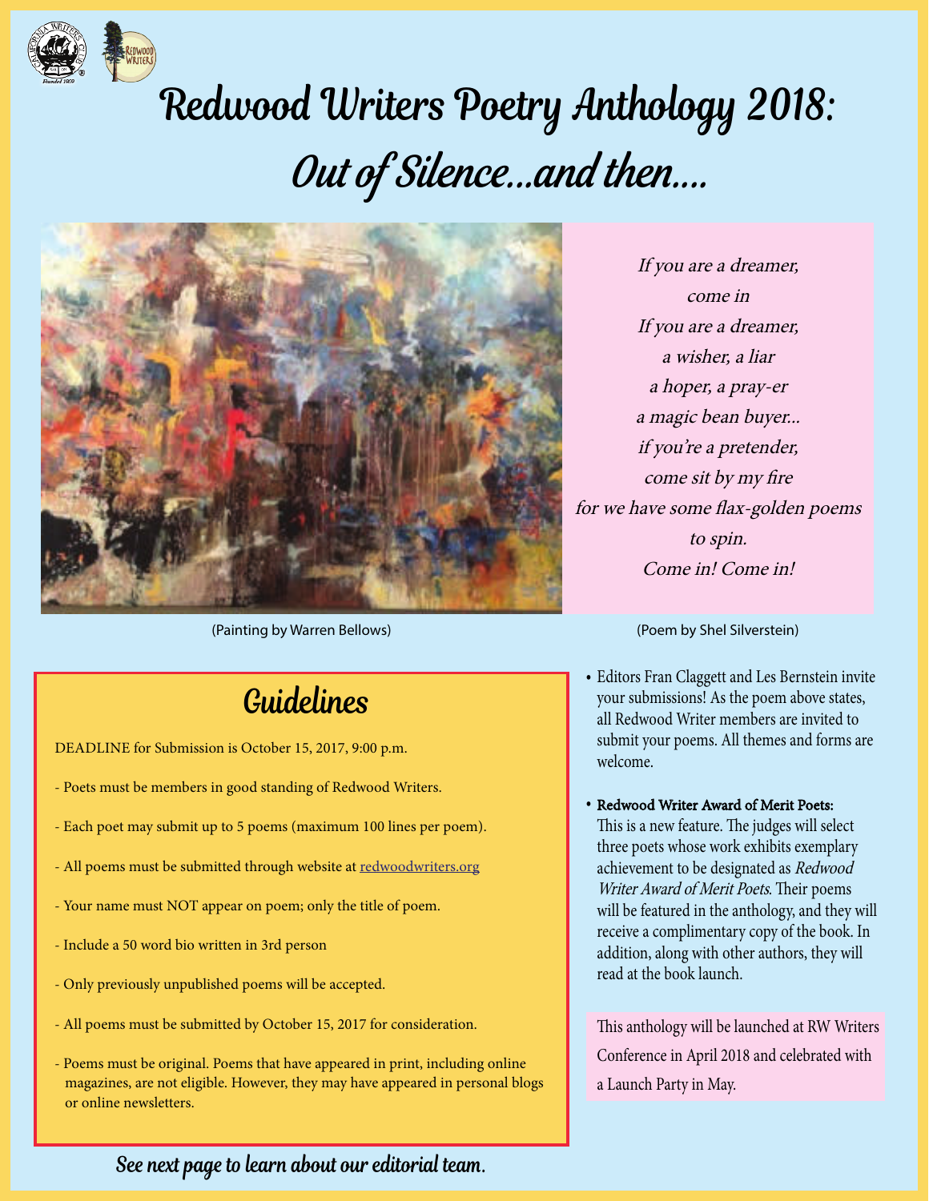# Redwood Writers Poetry Anthology 2018: Out of Silence...and then....

*If you are a dreamer,*
*come in*
*If you are a dreamer,*
*a wisher, a liar*
*a hoper, a pray-er*
*a magic bean buyer...*
*if you're a pretender,*
*come sit by my fire*
*for we have some flax-golden poems*
*to spin.*
*Come in! Come in!*

(Painting by Warren Bellows)

(Poem by Shel Silverstein)

## Guidelines

DEADLINE for Submission is October 15, 2017, 9:00 p.m.

- Poets must be members in good standing of Redwood Writers.
- Each poet may submit up to 5 poems (maximum 100 lines per poem).
- All poems must be submitted through website at redwoodwriters.org
- Your name must NOT appear on poem; only the title of poem.
- Include a 50 word bio written in 3rd person
- Only previously unpublished poems will be accepted.
- All poems must be submitted by October 15, 2017 for consideration.
- Poems must be original. Poems that have appeared in print, including online magazines, are not eligible. However, they may have appeared in personal blogs or online newsletters.

- Editors Fran Claggett and Les Bernstein invite your submissions! As the poem above states, all Redwood Writer members are invited to submit your poems. All themes and forms are welcome.
- **Redwood Writer Award of Merit Poets:** This is a new feature. The judges will select three poets whose work exhibits exemplary achievement to be designated as *Redwood Writer Award of Merit Poets*. Their poems will be featured in the anthology, and they will receive a complimentary copy of the book. In addition, along with other authors, they will read at the book launch.

This anthology will be launched at RW Writers Conference in April 2018 and celebrated with a Launch Party in May.

**See next page to learn about our editorial team.**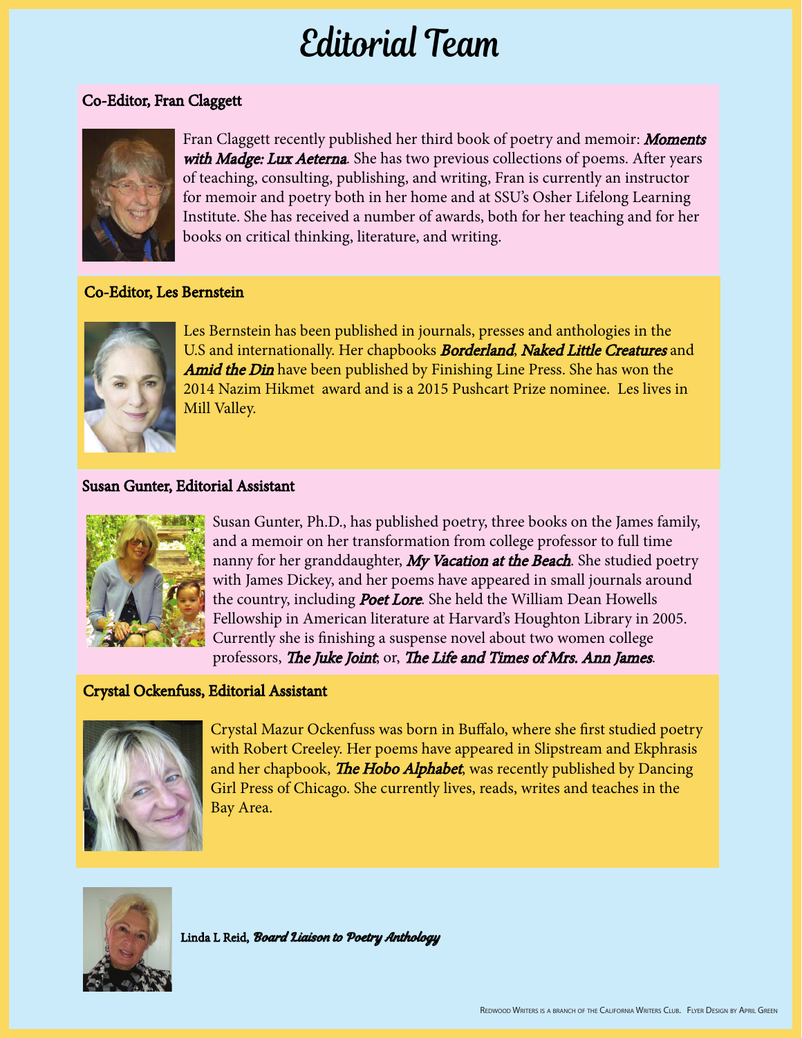# Editorial Team

### Co-Editor, Fran Claggett

Fran Claggett recently published her third book of poetry and memoir: ***Moments with Madge: Lux Aeterna***. She has two previous collections of poems. After years of teaching, consulting, publishing, and writing, Fran is currently an instructor for memoir and poetry both in her home and at SSU's Osher Lifelong Learning Institute. She has received a number of awards, both for her teaching and for her books on critical thinking, literature, and writing.

### Co-Editor, Les Bernstein

Les Bernstein has been published in journals, presses and anthologies in the U.S and internationally. Her chapbooks ***Borderland***, ***Naked Little Creatures*** and ***Amid the Din*** have been published by Finishing Line Press. She has won the 2014 Nazim Hikmet award and is a 2015 Pushcart Prize nominee. Les lives in Mill Valley.

### Susan Gunter, Editorial Assistant

Susan Gunter, Ph.D., has published poetry, three books on the James family, and a memoir on her transformation from college professor to full time nanny for her granddaughter, ***My Vacation at the Beach***. She studied poetry with James Dickey, and her poems have appeared in small journals around the country, including ***Poet Lore***. She held the William Dean Howells Fellowship in American literature at Harvard's Houghton Library in 2005. Currently she is finishing a suspense novel about two women college professors, ***The Juke Joint***; or, ***The Life and Times of Mrs. Ann James***.

### Crystal Ockenfuss, Editorial Assistant

Crystal Mazur Ockenfuss was born in Buffalo, where she first studied poetry with Robert Creeley. Her poems have appeared in Slipstream and Ekphrasis and her chapbook, ***The Hobo Alphabet***, was recently published by Dancing Girl Press of Chicago. She currently lives, reads, writes and teaches in the Bay Area.

Linda L Reid, ***Board Liaison to Poetry Anthology***

Redwood Writers is a branch of the California Writers Club. Flyer Design by April Green